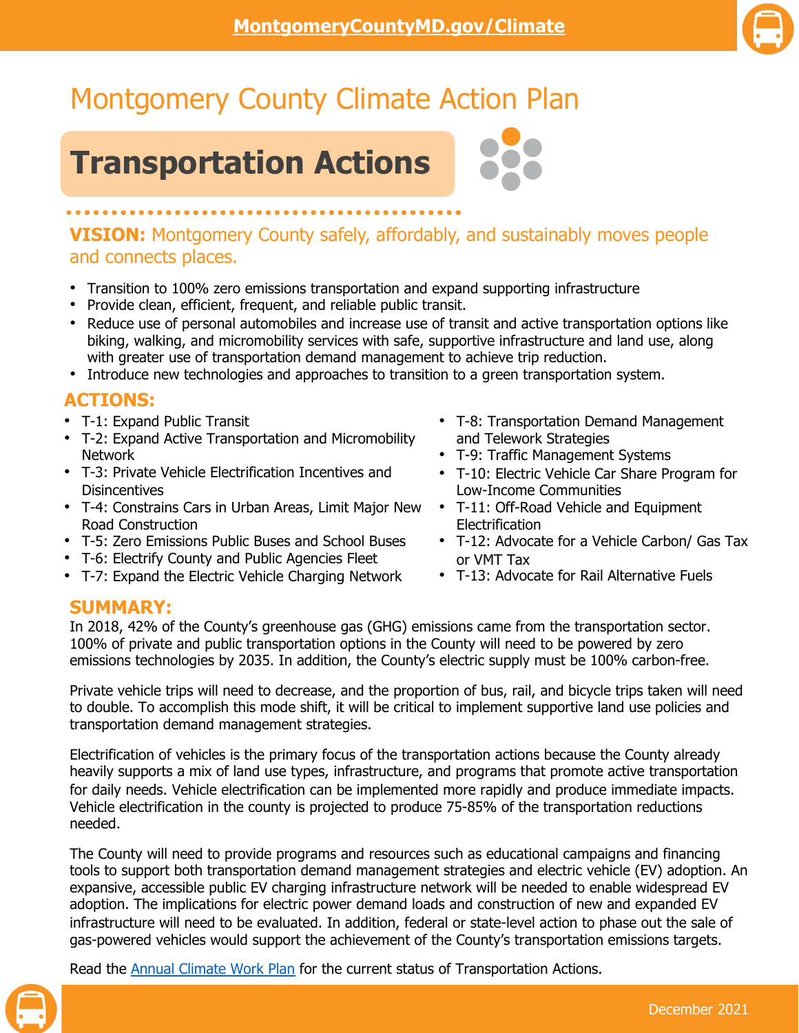MontgomeryCountyMD.gov/Climate

# Montgomery County Climate Action Plan

## Transportation Actions

**VISION:** Montgomery County safely, affordably, and sustainably moves people and connects places.

- Transition to 100% zero emissions transportation and expand supporting infrastructure
- Provide clean, efficient, frequent, and reliable public transit.
- Reduce use of personal automobiles and increase use of transit and active transportation options like biking, walking, and micromobility services with safe, supportive infrastructure and land use, along with greater use of transportation demand management to achieve trip reduction.
- Introduce new technologies and approaches to transition to a green transportation system.

### ACTIONS:

- T-1: Expand Public Transit
- T-2: Expand Active Transportation and Micromobility Network
- T-3: Private Vehicle Electrification Incentives and Disincentives
- T-4: Constrains Cars in Urban Areas, Limit Major New Road Construction
- T-5: Zero Emissions Public Buses and School Buses
- T-6: Electrify County and Public Agencies Fleet
- T-7: Expand the Electric Vehicle Charging Network
- T-8: Transportation Demand Management and Telework Strategies
- T-9: Traffic Management Systems
- T-10: Electric Vehicle Car Share Program for Low-Income Communities
- T-11: Off-Road Vehicle and Equipment Electrification
- T-12: Advocate for a Vehicle Carbon/ Gas Tax or VMT Tax
- T-13: Advocate for Rail Alternative Fuels

### SUMMARY:

In 2018, 42% of the County's greenhouse gas (GHG) emissions came from the transportation sector. 100% of private and public transportation options in the County will need to be powered by zero emissions technologies by 2035. In addition, the County's electric supply must be 100% carbon-free.

Private vehicle trips will need to decrease, and the proportion of bus, rail, and bicycle trips taken will need to double. To accomplish this mode shift, it will be critical to implement supportive land use policies and transportation demand management strategies.

Electrification of vehicles is the primary focus of the transportation actions because the County already heavily supports a mix of land use types, infrastructure, and programs that promote active transportation for daily needs. Vehicle electrification can be implemented more rapidly and produce immediate impacts. Vehicle electrification in the county is projected to produce 75-85% of the transportation reductions needed.

The County will need to provide programs and resources such as educational campaigns and financing tools to support both transportation demand management strategies and electric vehicle (EV) adoption. An expansive, accessible public EV charging infrastructure network will be needed to enable widespread EV adoption. The implications for electric power demand loads and construction of new and expanded EV infrastructure will need to be evaluated. In addition, federal or state-level action to phase out the sale of gas-powered vehicles would support the achievement of the County's transportation emissions targets.

Read the Annual Climate Work Plan for the current status of Transportation Actions.

December 2021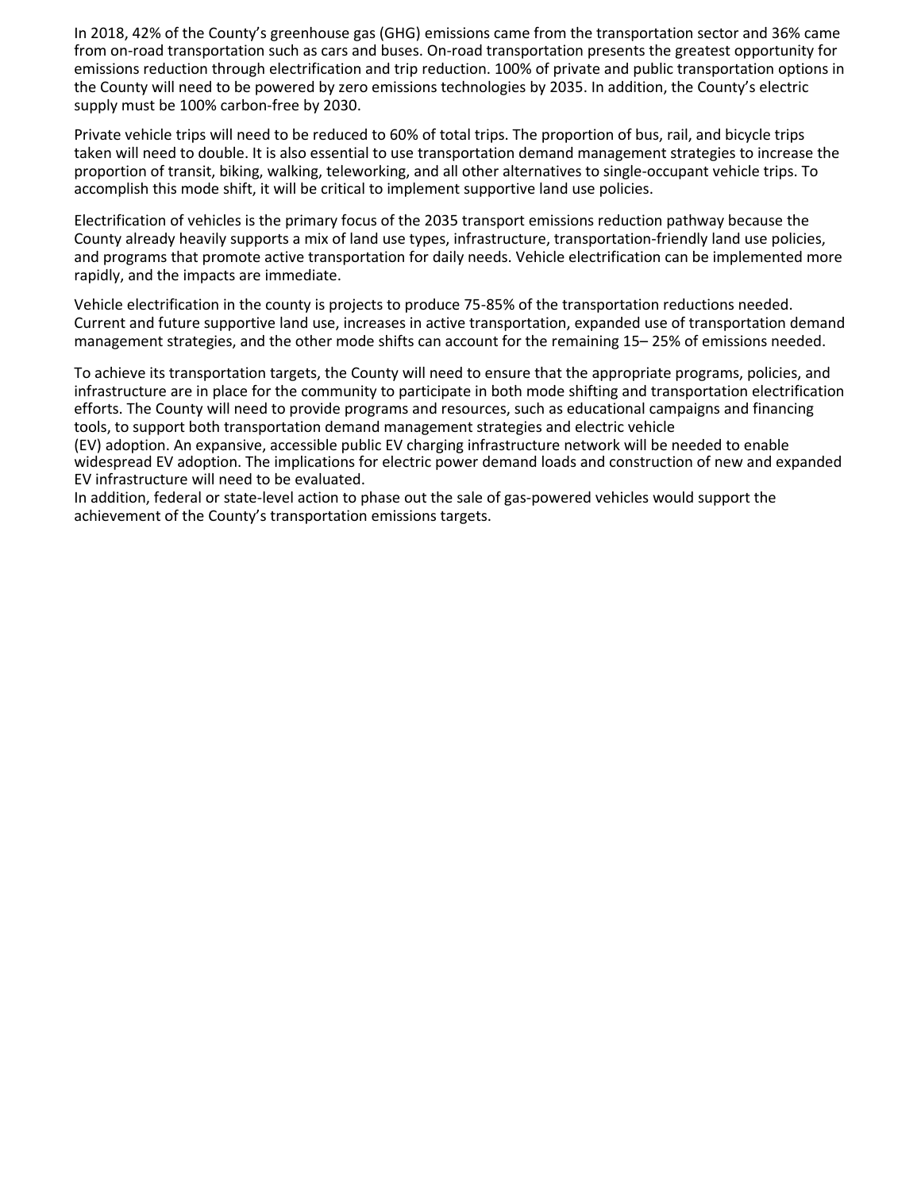In 2018, 42% of the County's greenhouse gas (GHG) emissions came from the transportation sector and 36% came from on-road transportation such as cars and buses. On-road transportation presents the greatest opportunity for emissions reduction through electrification and trip reduction. 100% of private and public transportation options in the County will need to be powered by zero emissions technologies by 2035. In addition, the County's electric supply must be 100% carbon-free by 2030.

Private vehicle trips will need to be reduced to 60% of total trips. The proportion of bus, rail, and bicycle trips taken will need to double. It is also essential to use transportation demand management strategies to increase the proportion of transit, biking, walking, teleworking, and all other alternatives to single-occupant vehicle trips. To accomplish this mode shift, it will be critical to implement supportive land use policies.

Electrification of vehicles is the primary focus of the 2035 transport emissions reduction pathway because the County already heavily supports a mix of land use types, infrastructure, transportation-friendly land use policies, and programs that promote active transportation for daily needs. Vehicle electrification can be implemented more rapidly, and the impacts are immediate.

Vehicle electrification in the county is projects to produce 75-85% of the transportation reductions needed. Current and future supportive land use, increases in active transportation, expanded use of transportation demand management strategies, and the other mode shifts can account for the remaining 15– 25% of emissions needed.

To achieve its transportation targets, the County will need to ensure that the appropriate programs, policies, and infrastructure are in place for the community to participate in both mode shifting and transportation electrification efforts. The County will need to provide programs and resources, such as educational campaigns and financing tools, to support both transportation demand management strategies and electric vehicle (EV) adoption. An expansive, accessible public EV charging infrastructure network will be needed to enable widespread EV adoption. The implications for electric power demand loads and construction of new and expanded EV infrastructure will need to be evaluated.

In addition, federal or state-level action to phase out the sale of gas-powered vehicles would support the achievement of the County's transportation emissions targets.